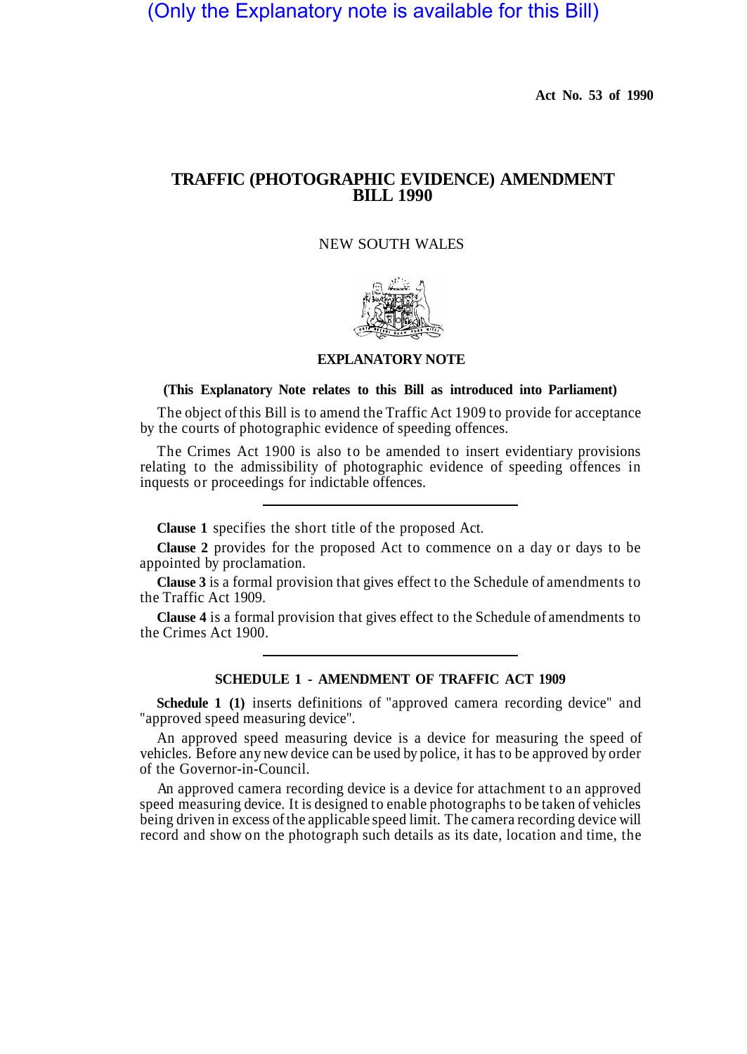(Only the Explanatory note is available for this Bill)

**Act No. 53 of 1990**

# TRAFFIC (PHOTOGRAPHIC EVIDENCE) AMENDMENT BILL 1990

NEW SOUTH WALES

## EXPLANATORY NOTE

**(This Explanatory Note relates to this Bill as introduced into Parliament)**

The object of this Bill is to amend the Traffic Act 1909 to provide for acceptance by the courts of photographic evidence of speeding offences.

The Crimes Act 1900 is also to be amended to insert evidentiary provisions relating to the admissibility of photographic evidence of speeding offences in inquests or proceedings for indictable offences.

---

**Clause 1** specifies the short title of the proposed Act.

**Clause 2** provides for the proposed Act to commence on a day or days to be appointed by proclamation.

**Clause 3** is a formal provision that gives effect to the Schedule of amendments to the Traffic Act 1909.

**Clause 4** is a formal provision that gives effect to the Schedule of amendments to the Crimes Act 1900.

---

### SCHEDULE 1 - AMENDMENT OF TRAFFIC ACT 1909

**Schedule 1 (1)** inserts definitions of "approved camera recording device" and "approved speed measuring device".

An approved speed measuring device is a device for measuring the speed of vehicles. Before any new device can be used by police, it has to be approved by order of the Governor-in-Council.

An approved camera recording device is a device for attachment to an approved speed measuring device. It is designed to enable photographs to be taken of vehicles being driven in excess of the applicable speed limit. The camera recording device will record and show on the photograph such details as its date, location and time, the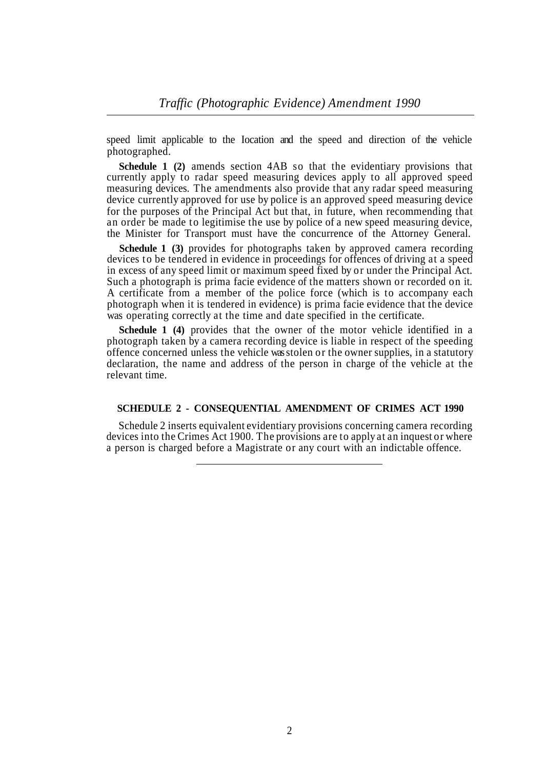speed limit applicable to the Iocation and the speed and direction of the vehicle photographed.

**Schedule 1 (2)** amends section 4AB so that the evidentiary provisions that currently apply to radar speed measuring devices apply to all approved speed measuring devices. The amendments also provide that any radar speed measuring device currently approved for use by police is an approved speed measuring device for the purposes of the Principal Act but that, in future, when recommending that an order be made to legitimise the use by police of a new speed measuring device, the Minister for Transport must have the concurrence of the Attorney General.

**Schedule 1 (3)** provides for photographs taken by approved camera recording devices to be tendered in evidence in proceedings for offences of driving at a speed in excess of any speed limit or maximum speed fixed by or under the Principal Act. Such a photograph is prima facie evidence of the matters shown or recorded on it. A certificate from a member of the police force (which is to accompany each photograph when it is tendered in evidence) is prima facie evidence that the device was operating correctly at the time and date specified in the certificate.

**Schedule 1 (4)** provides that the owner of the motor vehicle identified in a photograph taken by a camera recording device is liable in respect of the speeding offence concerned unless the vehicle was stolen or the owner supplies, in a statutory declaration, the name and address of the person in charge of the vehicle at the relevant time.

**SCHEDULE 2 - CONSEQUENTIAL AMENDMENT OF CRIMES ACT 1990**

Schedule 2 inserts equivalent evidentiary provisions concerning camera recording devices into the Crimes Act 1900. The provisions are to apply at an inquest or where a person is charged before a Magistrate or any court with an indictable offence.